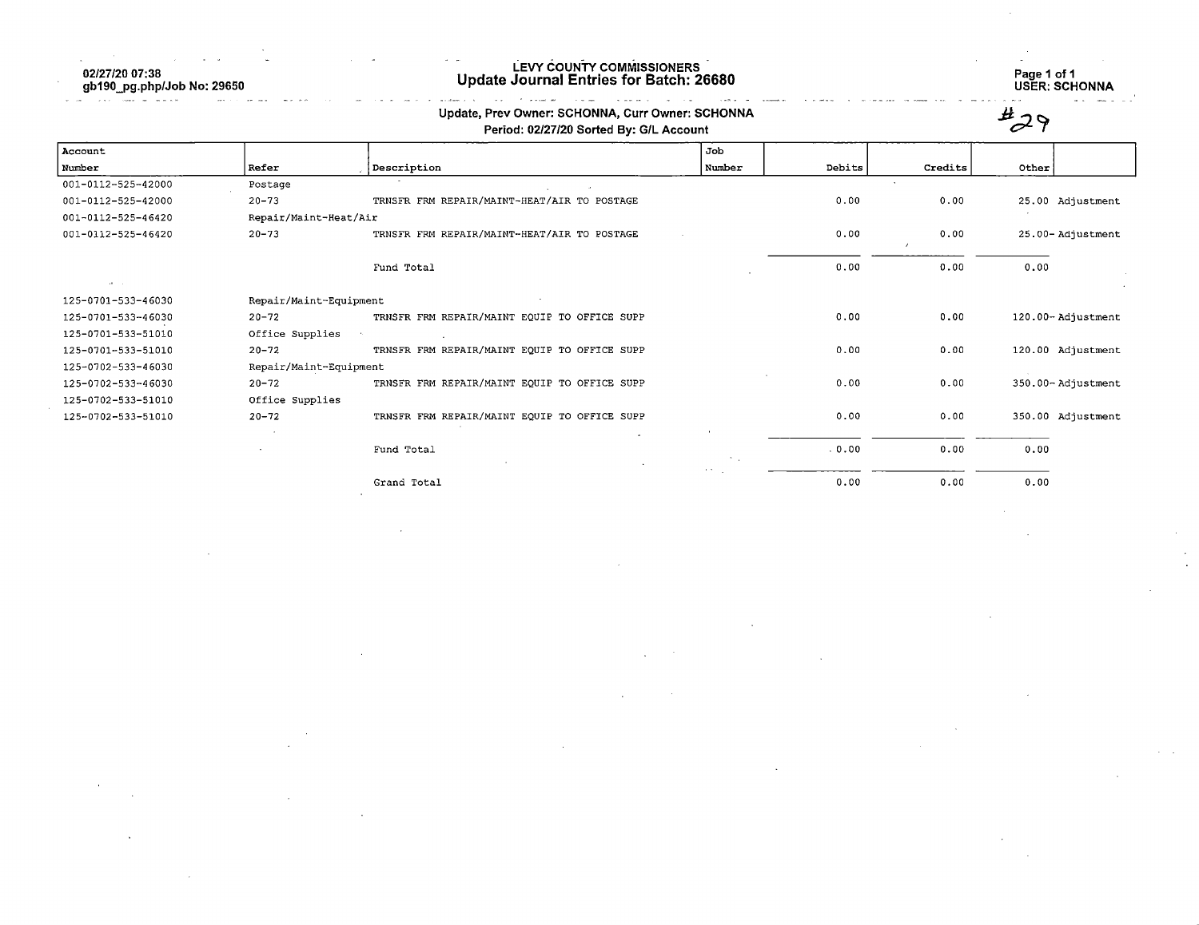02/27/20 07:38
gb190_pg.php/Job No: 29650

# LEVY COUNTY COMMISSIONERS
## Update Journal Entries for Batch: 26680

USER: SCHONNA

Update, Prev Owner: SCHONNA, Curr Owner: SCHONNA
Period: 02/27/20 Sorted By: G/L Account

#29

| Account Number | Refer | Description | Job Number | Debits | Credits | Other | |
|---|---|---|---|---|---|---|---|
| 001-0112-525-42000 | Postage | | | | | | |
| 001-0112-525-42000 | 20-73 | TRNSFR FRM REPAIR/MAINT-HEAT/AIR TO POSTAGE | | 0.00 | 0.00 | 25.00 | Adjustment |
| 001-0112-525-46420 | Repair/Maint-Heat/Air | | | | | | |
| 001-0112-525-46420 | 20-73 | TRNSFR FRM REPAIR/MAINT-HEAT/AIR TO POSTAGE | | 0.00 | 0.00 | 25.00- | Adjustment |
| | | Fund Total | | 0.00 | 0.00 | 0.00 | |
| 125-0701-533-46030 | Repair/Maint-Equipment | | | | | | |
| 125-0701-533-46030 | 20-72 | TRNSFR FRM REPAIR/MAINT EQUIP TO OFFICE SUPP | | 0.00 | 0.00 | 120.00- | Adjustment |
| 125-0701-533-51010 | Office Supplies | | | | | | |
| 125-0701-533-51010 | 20-72 | TRNSFR FRM REPAIR/MAINT EQUIP TO OFFICE SUPP | | 0.00 | 0.00 | 120.00 | Adjustment |
| 125-0702-533-46030 | Repair/Maint-Equipment | | | | | | |
| 125-0702-533-46030 | 20-72 | TRNSFR FRM REPAIR/MAINT EQUIP TO OFFICE SUPP | | 0.00 | 0.00 | 350.00- | Adjustment |
| 125-0702-533-51010 | Office Supplies | | | | | | |
| 125-0702-533-51010 | 20-72 | TRNSFR FRM REPAIR/MAINT EQUIP TO OFFICE SUPP | | 0.00 | 0.00 | 350.00 | Adjustment |
| | | Fund Total | | 0.00 | 0.00 | 0.00 | |
| | | Grand Total | | 0.00 | 0.00 | 0.00 | |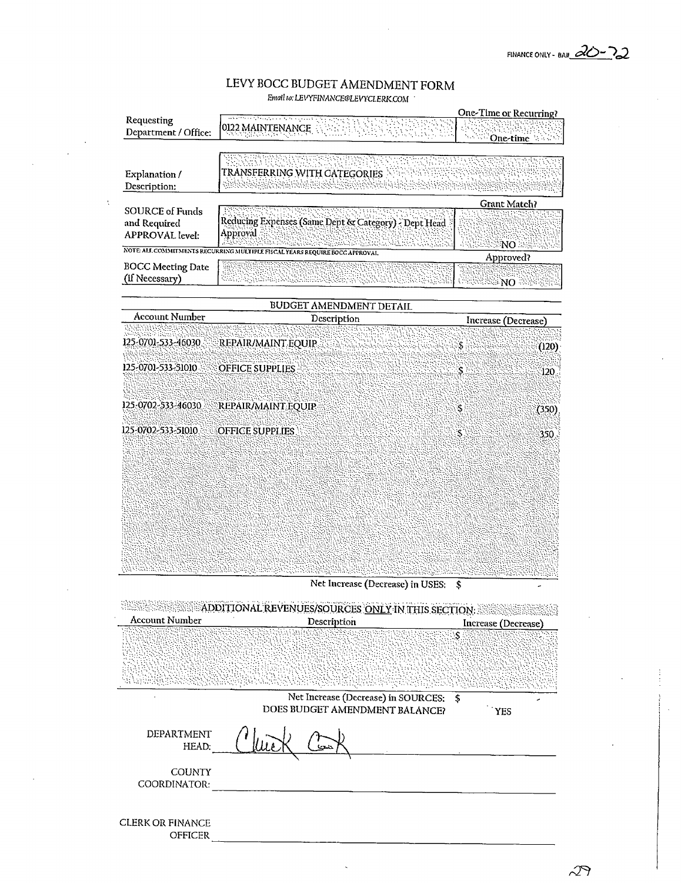FINANCE ONLY - BA# 20-72

# LEVY BOCC BUDGET AMENDMENT FORM

*Email to: LEVYFINANCE@LEVYCLERK.COM*

| | | One-Time or Recurring? |
|---|---|---|
| Requesting Department / Office: | 0122 MAINTENANCE | One-time |
| Explanation / Description: | TRANSFERRING WITH CATEGORIES | |
| | | Grant Match? |
| SOURCE of Funds and Required APPROVAL level: | Reducing Expenses (Same Dept & Category) - Dept Head Approval | NO |

NOTE: ALL COMMITMENTS RECURRING MULTIPLE FISCAL YEARS REQUIRE BOCC APPROVAL.

| | | Approved? |
|---|---|---|
| BOCC Meeting Date (If Necessary) | | NO |

## BUDGET AMENDMENT DETAIL

| Account Number | Description | Increase (Decrease) |
|---|---|---|
| 125-0701-533-46030 | REPAIR/MAINT EQUIP | $ (120) |
| 125-0701-533-51010 | OFFICE SUPPLIES | $ 120 |
| 125-0702-533-46030 | REPAIR/MAINT EQUIP | $ (350) |
| 125-0702-533-51010 | OFFICE SUPPLIES | $ 350 |
| | Net Increase (Decrease) in USES: | $ - |

## ADDITIONAL REVENUES/SOURCES ONLY IN THIS SECTION:

| Account Number | Description | Increase (Decrease) |
|---|---|---|
| | | $ - |
| | Net Increase (Decrease) in SOURCES: | $ - |
| | DOES BUDGET AMENDMENT BALANCE? | YES |

DEPARTMENT HEAD: Chuck Cook

COUNTY COORDINATOR: ______________________

CLERK OR FINANCE OFFICER ______________________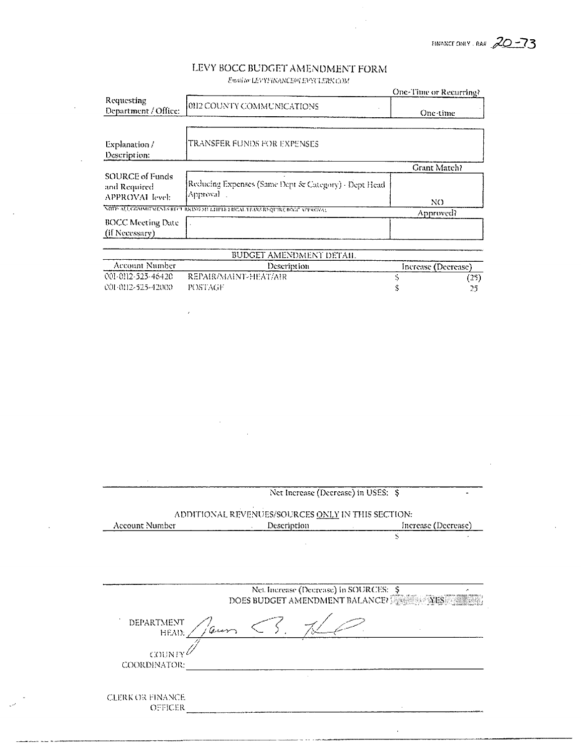FINANCE ONLY - BA# 20-73

# LEVY BOCC BUDGET AMENDMENT FORM

*Email to: LEVYFINANCE@LEVYCLERK.COM*

| | | One-Time or Recurring? |
|---|---|---|
| Requesting Department / Office: | 0112 COUNTY COMMUNICATIONS | One-time |
| Explanation / Description: | TRANSFER FUNDS FOR EXPENSES | |
| | | Grant Match? |
| SOURCE of Funds and Required APPROVAL level: | Reducing Expenses (Same Dept & Category) - Dept Head Approval | NO |
| | | Approved? |
| BOCC Meeting Date (if Necessary) | | |

NOTE: ALL COMMITMENTS RECURRING MULTIPLE FISCAL YEARS REQUIRE BOCC APPROVAL

## BUDGET AMENDMENT DETAIL

| Account Number | Description | Increase (Decrease) |
|---|---|---|
| 001-0112-525-46420 | REPAIR/MAINT-HEAT/AIR | $ (25) |
| 001-0112-525-42000 | POSTAGE | $ 25 |

Net Increase (Decrease) in USES: $ -

## ADDITIONAL REVENUES/SOURCES ONLY IN THIS SECTION:

| Account Number | Description | Increase (Decrease) |
|---|---|---|
| | | $ - |

Net Increase (Decrease) in SOURCES: $ -

DOES BUDGET AMENDMENT BALANCE? YES

DEPARTMENT HEAD: *[signature]*

COUNTY COORDINATOR: ____________________

CLERK OR FINANCE OFFICER ____________________